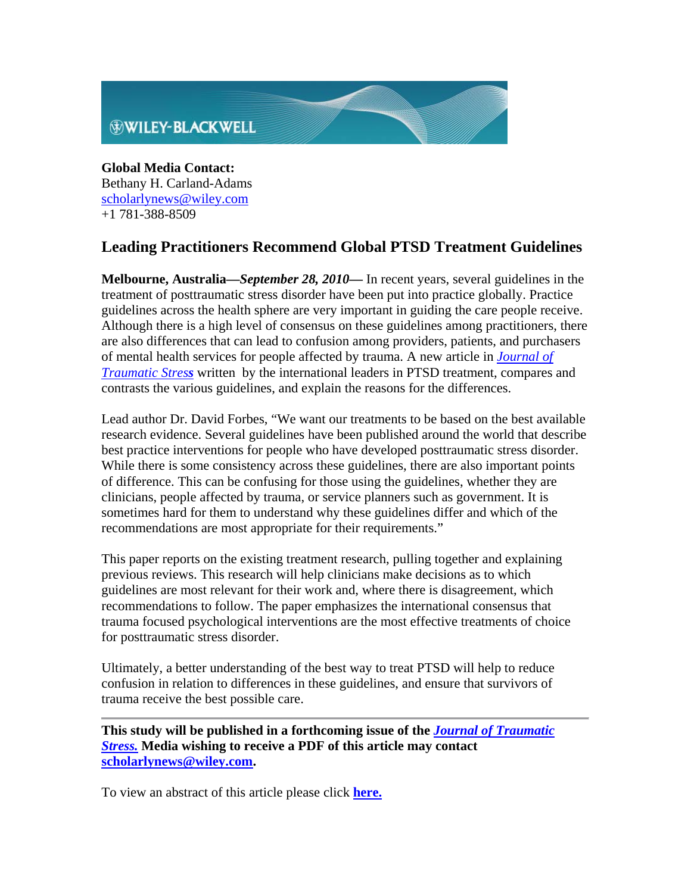**Global Media Contact:**
Bethany H. Carland-Adams
scholarlynews@wiley.com
+1 781-388-8509

## Leading Practitioners Recommend Global PTSD Treatment Guidelines

**Melbourne, Australia—*September 28, 2010*—** In recent years, several guidelines in the treatment of posttraumatic stress disorder have been put into practice globally. Practice guidelines across the health sphere are very important in guiding the care people receive. Although there is a high level of consensus on these guidelines among practitioners, there are also differences that can lead to confusion among providers, patients, and purchasers of mental health services for people affected by trauma. A new article in *Journal of Traumatic Stress* written by the international leaders in PTSD treatment, compares and contrasts the various guidelines, and explain the reasons for the differences.

Lead author Dr. David Forbes, "We want our treatments to be based on the best available research evidence. Several guidelines have been published around the world that describe best practice interventions for people who have developed posttraumatic stress disorder. While there is some consistency across these guidelines, there are also important points of difference. This can be confusing for those using the guidelines, whether they are clinicians, people affected by trauma, or service planners such as government. It is sometimes hard for them to understand why these guidelines differ and which of the recommendations are most appropriate for their requirements."

This paper reports on the existing treatment research, pulling together and explaining previous reviews. This research will help clinicians make decisions as to which guidelines are most relevant for their work and, where there is disagreement, which recommendations to follow. The paper emphasizes the international consensus that trauma focused psychological interventions are the most effective treatments of choice for posttraumatic stress disorder.

Ultimately, a better understanding of the best way to treat PTSD will help to reduce confusion in relation to differences in these guidelines, and ensure that survivors of trauma receive the best possible care.

---

**This study will be published in a forthcoming issue of the *Journal of Traumatic Stress.* Media wishing to receive a PDF of this article may contact scholarlynews@wiley.com.**

To view an abstract of this article please click **here.**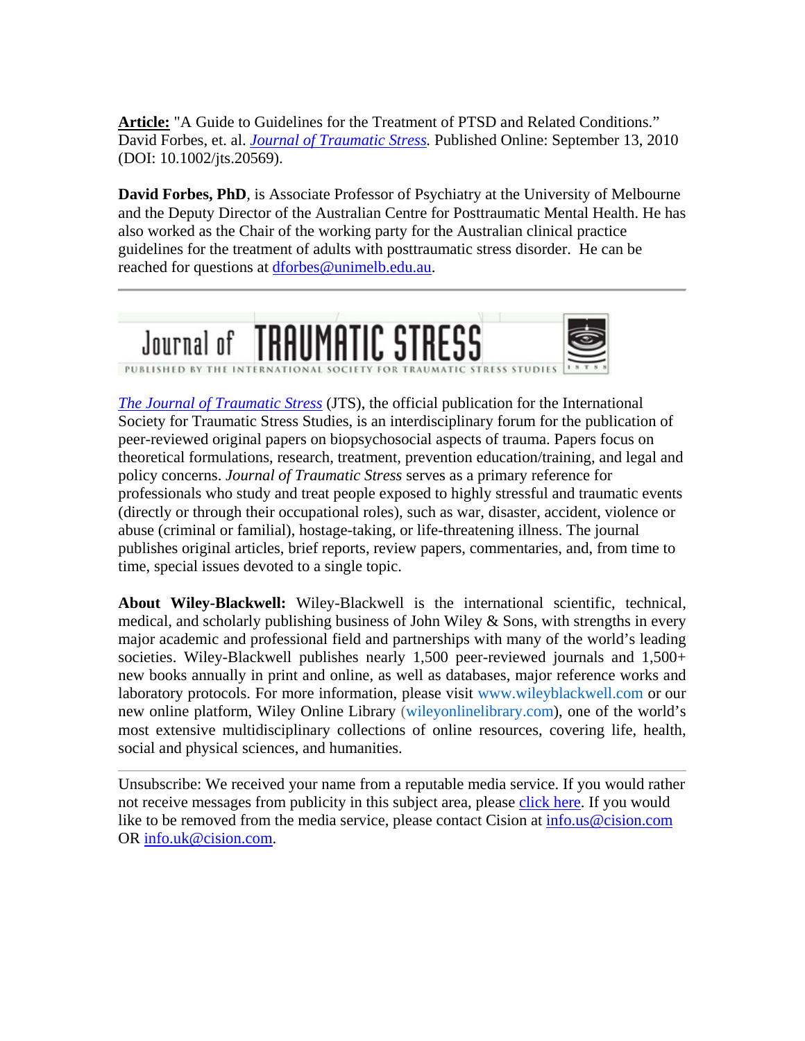**Article:** "A Guide to Guidelines for the Treatment of PTSD and Related Conditions." David Forbes, et. al. *Journal of Traumatic Stress.* Published Online: September 13, 2010 (DOI: 10.1002/jts.20569).

**David Forbes, PhD**, is Associate Professor of Psychiatry at the University of Melbourne and the Deputy Director of the Australian Centre for Posttraumatic Mental Health. He has also worked as the Chair of the working party for the Australian clinical practice guidelines for the treatment of adults with posttraumatic stress disorder. He can be reached for questions at dforbes@unimelb.edu.au.

---

Journal of TRAUMATIC STRESS

PUBLISHED BY THE INTERNATIONAL SOCIETY FOR TRAUMATIC STRESS STUDIES

*The Journal of Traumatic Stress* (JTS), the official publication for the International Society for Traumatic Stress Studies, is an interdisciplinary forum for the publication of peer-reviewed original papers on biopsychosocial aspects of trauma. Papers focus on theoretical formulations, research, treatment, prevention education/training, and legal and policy concerns. *Journal of Traumatic Stress* serves as a primary reference for professionals who study and treat people exposed to highly stressful and traumatic events (directly or through their occupational roles), such as war, disaster, accident, violence or abuse (criminal or familial), hostage-taking, or life-threatening illness. The journal publishes original articles, brief reports, review papers, commentaries, and, from time to time, special issues devoted to a single topic.

**About Wiley-Blackwell:** Wiley-Blackwell is the international scientific, technical, medical, and scholarly publishing business of John Wiley & Sons, with strengths in every major academic and professional field and partnerships with many of the world's leading societies. Wiley-Blackwell publishes nearly 1,500 peer-reviewed journals and 1,500+ new books annually in print and online, as well as databases, major reference works and laboratory protocols. For more information, please visit www.wileyblackwell.com or our new online platform, Wiley Online Library (wileyonlinelibrary.com), one of the world's most extensive multidisciplinary collections of online resources, covering life, health, social and physical sciences, and humanities.

---

Unsubscribe: We received your name from a reputable media service. If you would rather not receive messages from publicity in this subject area, please click here. If you would like to be removed from the media service, please contact Cision at info.us@cision.com OR info.uk@cision.com.